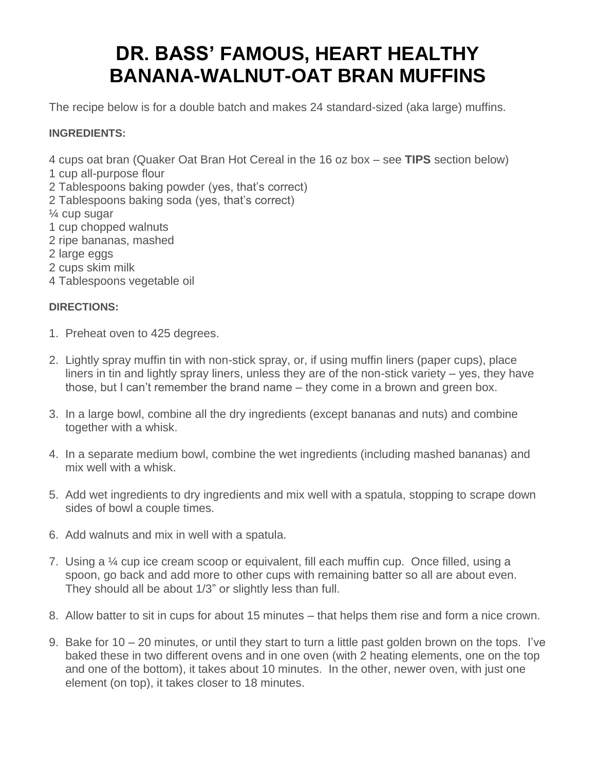# DR. BASS' FAMOUS, HEART HEALTHY BANANA-WALNUT-OAT BRAN MUFFINS

The recipe below is for a double batch and makes 24 standard-sized (aka large) muffins.

**INGREDIENTS:**

4 cups oat bran (Quaker Oat Bran Hot Cereal in the 16 oz box – see **TIPS** section below)
1 cup all-purpose flour
2 Tablespoons baking powder (yes, that's correct)
2 Tablespoons baking soda (yes, that's correct)
¼ cup sugar
1 cup chopped walnuts
2 ripe bananas, mashed
2 large eggs
2 cups skim milk
4 Tablespoons vegetable oil

**DIRECTIONS:**

1. Preheat oven to 425 degrees.
2. Lightly spray muffin tin with non-stick spray, or, if using muffin liners (paper cups), place liners in tin and lightly spray liners, unless they are of the non-stick variety – yes, they have those, but I can't remember the brand name – they come in a brown and green box.
3. In a large bowl, combine all the dry ingredients (except bananas and nuts) and combine together with a whisk.
4. In a separate medium bowl, combine the wet ingredients (including mashed bananas) and mix well with a whisk.
5. Add wet ingredients to dry ingredients and mix well with a spatula, stopping to scrape down sides of bowl a couple times.
6. Add walnuts and mix in well with a spatula.
7. Using a ¼ cup ice cream scoop or equivalent, fill each muffin cup. Once filled, using a spoon, go back and add more to other cups with remaining batter so all are about even. They should all be about 1/3" or slightly less than full.
8. Allow batter to sit in cups for about 15 minutes – that helps them rise and form a nice crown.
9. Bake for 10 – 20 minutes, or until they start to turn a little past golden brown on the tops. I've baked these in two different ovens and in one oven (with 2 heating elements, one on the top and one of the bottom), it takes about 10 minutes. In the other, newer oven, with just one element (on top), it takes closer to 18 minutes.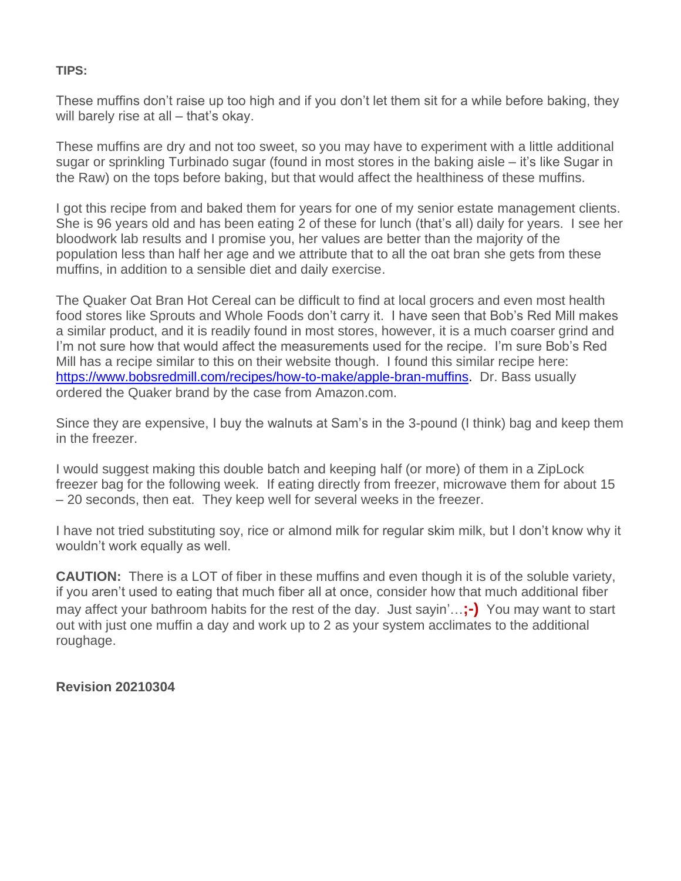**TIPS:**

These muffins don't raise up too high and if you don't let them sit for a while before baking, they will barely rise at all – that's okay.

These muffins are dry and not too sweet, so you may have to experiment with a little additional sugar or sprinkling Turbinado sugar (found in most stores in the baking aisle – it's like Sugar in the Raw) on the tops before baking, but that would affect the healthiness of these muffins.

I got this recipe from and baked them for years for one of my senior estate management clients. She is 96 years old and has been eating 2 of these for lunch (that's all) daily for years. I see her bloodwork lab results and I promise you, her values are better than the majority of the population less than half her age and we attribute that to all the oat bran she gets from these muffins, in addition to a sensible diet and daily exercise.

The Quaker Oat Bran Hot Cereal can be difficult to find at local grocers and even most health food stores like Sprouts and Whole Foods don't carry it. I have seen that Bob's Red Mill makes a similar product, and it is readily found in most stores, however, it is a much coarser grind and I'm not sure how that would affect the measurements used for the recipe. I'm sure Bob's Red Mill has a recipe similar to this on their website though. I found this similar recipe here: [https://www.bobsredmill.com/recipes/how-to-make/apple-bran-muffins](https://www.bobsredmill.com/recipes/how-to-make/apple-bran-muffins). Dr. Bass usually ordered the Quaker brand by the case from Amazon.com.

Since they are expensive, I buy the walnuts at Sam's in the 3-pound (I think) bag and keep them in the freezer.

I would suggest making this double batch and keeping half (or more) of them in a ZipLock freezer bag for the following week. If eating directly from freezer, microwave them for about 15 – 20 seconds, then eat. They keep well for several weeks in the freezer.

I have not tried substituting soy, rice or almond milk for regular skim milk, but I don't know why it wouldn't work equally as well.

**CAUTION:** There is a LOT of fiber in these muffins and even though it is of the soluble variety, if you aren't used to eating that much fiber all at once, consider how that much additional fiber may affect your bathroom habits for the rest of the day. Just sayin'…**;-)** You may want to start out with just one muffin a day and work up to 2 as your system acclimates to the additional roughage.

**Revision 20210304**